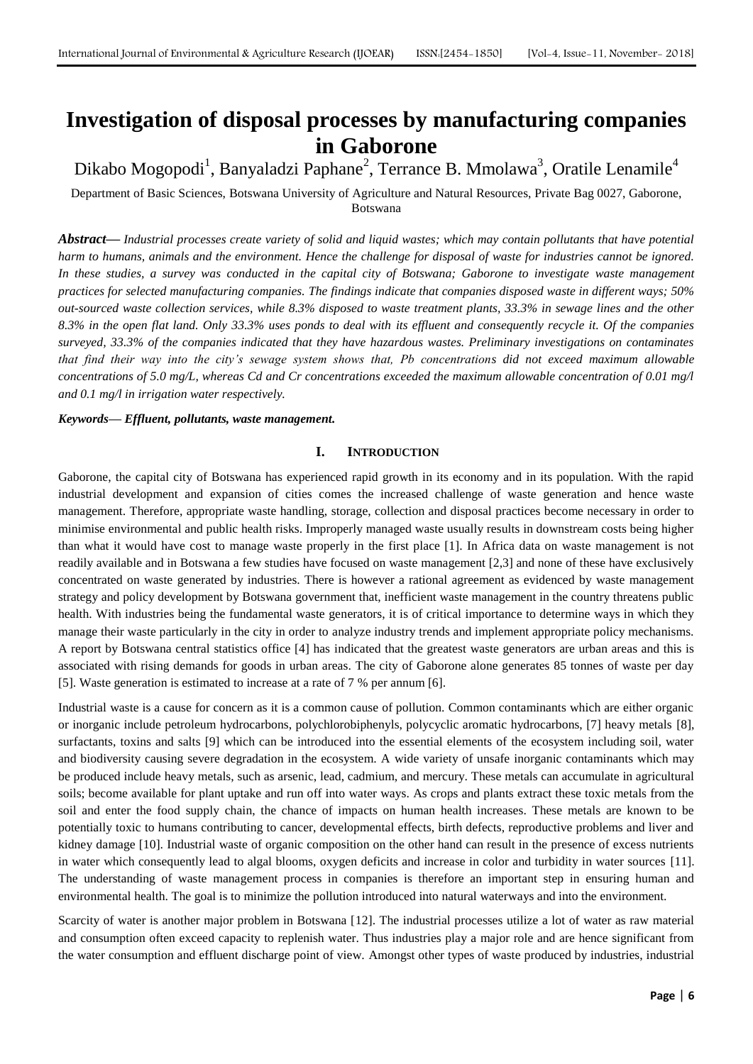# Investigation of disposal processes by manufacturing companies in Gaborone

Dikabo Mogopodi[1], Banyaladzi Paphane[2], Terrance B. Mmolawa[3], Oratile Lenamile[4]

Department of Basic Sciences, Botswana University of Agriculture and Natural Resources, Private Bag 0027, Gaborone, Botswana

***Abstract*— *Industrial processes create variety of solid and liquid wastes; which may contain pollutants that have potential harm to humans, animals and the environment. Hence the challenge for disposal of waste for industries cannot be ignored. In these studies, a survey was conducted in the capital city of Botswana; Gaborone to investigate waste management practices for selected manufacturing companies. The findings indicate that companies disposed waste in different ways; 50% out-sourced waste collection services, while 8.3% disposed to waste treatment plants, 33.3% in sewage lines and the other 8.3% in the open flat land. Only 33.3% uses ponds to deal with its effluent and consequently recycle it. Of the companies surveyed, 33.3% of the companies indicated that they have hazardous wastes. Preliminary investigations on contaminates that find their way into the city's sewage system shows that, Pb concentrations did not exceed maximum allowable concentrations of 5.0 mg/L, whereas Cd and Cr concentrations exceeded the maximum allowable concentration of 0.01 mg/l and 0.1 mg/l in irrigation water respectively.***

***Keywords*— *Effluent, pollutants, waste management.***

## I. INTRODUCTION

Gaborone, the capital city of Botswana has experienced rapid growth in its economy and in its population. With the rapid industrial development and expansion of cities comes the increased challenge of waste generation and hence waste management. Therefore, appropriate waste handling, storage, collection and disposal practices become necessary in order to minimise environmental and public health risks. Improperly managed waste usually results in downstream costs being higher than what it would have cost to manage waste properly in the first place [1]. In Africa data on waste management is not readily available and in Botswana a few studies have focused on waste management [2,3] and none of these have exclusively concentrated on waste generated by industries. There is however a rational agreement as evidenced by waste management strategy and policy development by Botswana government that, inefficient waste management in the country threatens public health. With industries being the fundamental waste generators, it is of critical importance to determine ways in which they manage their waste particularly in the city in order to analyze industry trends and implement appropriate policy mechanisms. A report by Botswana central statistics office [4] has indicated that the greatest waste generators are urban areas and this is associated with rising demands for goods in urban areas. The city of Gaborone alone generates 85 tonnes of waste per day [5]. Waste generation is estimated to increase at a rate of 7 % per annum [6].

Industrial waste is a cause for concern as it is a common cause of pollution. Common contaminants which are either organic or inorganic include petroleum hydrocarbons, polychlorobiphenyls, polycyclic aromatic hydrocarbons, [7] heavy metals [8], surfactants, toxins and salts [9] which can be introduced into the essential elements of the ecosystem including soil, water and biodiversity causing severe degradation in the ecosystem. A wide variety of unsafe inorganic contaminants which may be produced include heavy metals, such as arsenic, lead, cadmium, and mercury. These metals can accumulate in agricultural soils; become available for plant uptake and run off into water ways. As crops and plants extract these toxic metals from the soil and enter the food supply chain, the chance of impacts on human health increases. These metals are known to be potentially toxic to humans contributing to cancer, developmental effects, birth defects, reproductive problems and liver and kidney damage [10]. Industrial waste of organic composition on the other hand can result in the presence of excess nutrients in water which consequently lead to algal blooms, oxygen deficits and increase in color and turbidity in water sources [11]. The understanding of waste management process in companies is therefore an important step in ensuring human and environmental health. The goal is to minimize the pollution introduced into natural waterways and into the environment.

Scarcity of water is another major problem in Botswana [12]. The industrial processes utilize a lot of water as raw material and consumption often exceed capacity to replenish water. Thus industries play a major role and are hence significant from the water consumption and effluent discharge point of view. Amongst other types of waste produced by industries, industrial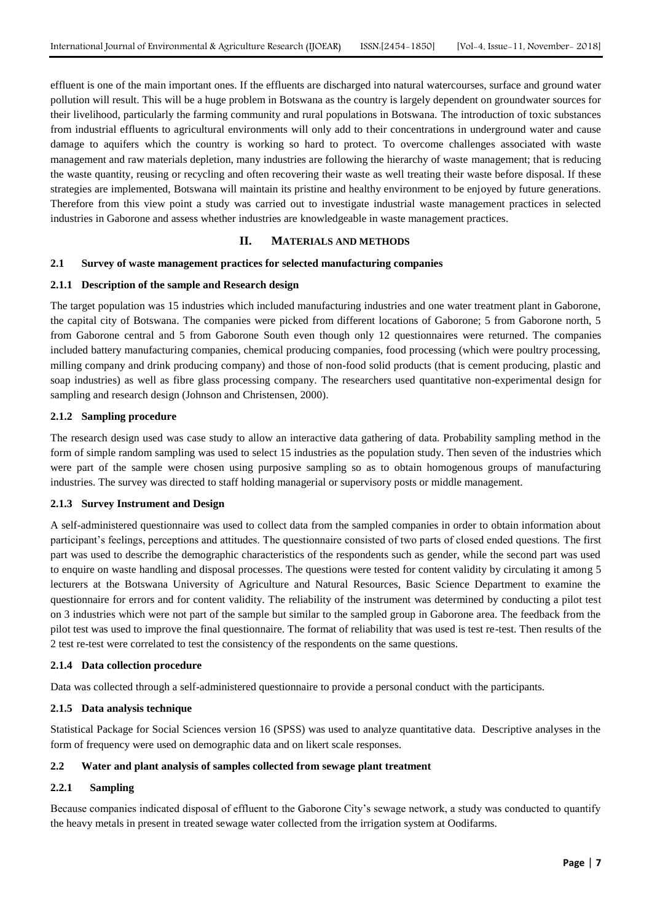effluent is one of the main important ones. If the effluents are discharged into natural watercourses, surface and ground water pollution will result. This will be a huge problem in Botswana as the country is largely dependent on groundwater sources for their livelihood, particularly the farming community and rural populations in Botswana. The introduction of toxic substances from industrial effluents to agricultural environments will only add to their concentrations in underground water and cause damage to aquifers which the country is working so hard to protect. To overcome challenges associated with waste management and raw materials depletion, many industries are following the hierarchy of waste management; that is reducing the waste quantity, reusing or recycling and often recovering their waste as well treating their waste before disposal. If these strategies are implemented, Botswana will maintain its pristine and healthy environment to be enjoyed by future generations. Therefore from this view point a study was carried out to investigate industrial waste management practices in selected industries in Gaborone and assess whether industries are knowledgeable in waste management practices.

## II. MATERIALS AND METHODS

### 2.1 Survey of waste management practices for selected manufacturing companies

#### 2.1.1 Description of the sample and Research design

The target population was 15 industries which included manufacturing industries and one water treatment plant in Gaborone, the capital city of Botswana. The companies were picked from different locations of Gaborone; 5 from Gaborone north, 5 from Gaborone central and 5 from Gaborone South even though only 12 questionnaires were returned. The companies included battery manufacturing companies, chemical producing companies, food processing (which were poultry processing, milling company and drink producing company) and those of non-food solid products (that is cement producing, plastic and soap industries) as well as fibre glass processing company. The researchers used quantitative non-experimental design for sampling and research design (Johnson and Christensen, 2000).

#### 2.1.2 Sampling procedure

The research design used was case study to allow an interactive data gathering of data. Probability sampling method in the form of simple random sampling was used to select 15 industries as the population study. Then seven of the industries which were part of the sample were chosen using purposive sampling so as to obtain homogenous groups of manufacturing industries. The survey was directed to staff holding managerial or supervisory posts or middle management.

#### 2.1.3 Survey Instrument and Design

A self-administered questionnaire was used to collect data from the sampled companies in order to obtain information about participant's feelings, perceptions and attitudes. The questionnaire consisted of two parts of closed ended questions. The first part was used to describe the demographic characteristics of the respondents such as gender, while the second part was used to enquire on waste handling and disposal processes. The questions were tested for content validity by circulating it among 5 lecturers at the Botswana University of Agriculture and Natural Resources, Basic Science Department to examine the questionnaire for errors and for content validity. The reliability of the instrument was determined by conducting a pilot test on 3 industries which were not part of the sample but similar to the sampled group in Gaborone area. The feedback from the pilot test was used to improve the final questionnaire. The format of reliability that was used is test re-test. Then results of the 2 test re-test were correlated to test the consistency of the respondents on the same questions.

#### 2.1.4 Data collection procedure

Data was collected through a self-administered questionnaire to provide a personal conduct with the participants.

#### 2.1.5 Data analysis technique

Statistical Package for Social Sciences version 16 (SPSS) was used to analyze quantitative data. Descriptive analyses in the form of frequency were used on demographic data and on likert scale responses.

### 2.2 Water and plant analysis of samples collected from sewage plant treatment

#### 2.2.1 Sampling

Because companies indicated disposal of effluent to the Gaborone City's sewage network, a study was conducted to quantify the heavy metals in present in treated sewage water collected from the irrigation system at Oodifarms.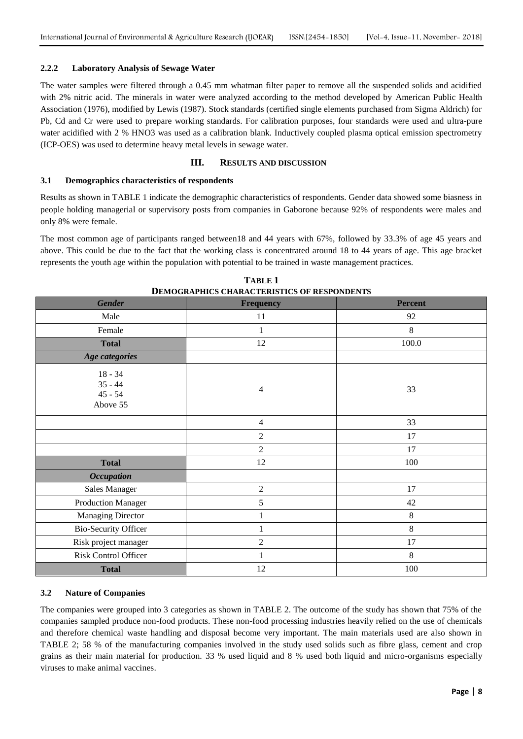### 2.2.2 Laboratory Analysis of Sewage Water

The water samples were filtered through a 0.45 mm whatman filter paper to remove all the suspended solids and acidified with 2% nitric acid. The minerals in water were analyzed according to the method developed by American Public Health Association (1976), modified by Lewis (1987). Stock standards (certified single elements purchased from Sigma Aldrich) for Pb, Cd and Cr were used to prepare working standards. For calibration purposes, four standards were used and ultra-pure water acidified with 2 % $HNO_3$ was used as a calibration blank. Inductively coupled plasma optical emission spectrometry (ICP-OES) was used to determine heavy metal levels in sewage water.

## III. RESULTS AND DISCUSSION

### 3.1 Demographics characteristics of respondents

Results as shown in TABLE 1 indicate the demographic characteristics of respondents. Gender data showed some biasness in people holding managerial or supervisory posts from companies in Gaborone because 92% of respondents were males and only 8% were female.

The most common age of participants ranged between18 and 44 years with 67%, followed by 33.3% of age 45 years and above. This could be due to the fact that the working class is concentrated around 18 to 44 years of age. This age bracket represents the youth age within the population with potential to be trained in waste management practices.

**TABLE 1**
**DEMOGRAPHICS CHARACTERISTICS OF RESPONDENTS**

| *Gender* | Frequency | Percent |
|---|---|---|
| Male | 11 | 92 |
| Female | 1 | 8 |
| **Total** | 12 | 100.0 |
| ***Age categories*** | | |
| 18 - 34<br>35 - 44<br>45 - 54<br>Above 55 | 4 | 33 |
| | 4 | 33 |
| | 2 | 17 |
| | 2 | 17 |
| **Total** | 12 | 100 |
| ***Occupation*** | | |
| Sales Manager | 2 | 17 |
| Production Manager | 5 | 42 |
| Managing Director | 1 | 8 |
| Bio-Security Officer | 1 | 8 |
| Risk project manager | 2 | 17 |
| Risk Control Officer | 1 | 8 |
| **Total** | 12 | 100 |

### 3.2 Nature of Companies

The companies were grouped into 3 categories as shown in TABLE 2. The outcome of the study has shown that 75% of the companies sampled produce non-food products. These non-food processing industries heavily relied on the use of chemicals and therefore chemical waste handling and disposal become very important. The main materials used are also shown in TABLE 2; 58 % of the manufacturing companies involved in the study used solids such as fibre glass, cement and crop grains as their main material for production. 33 % used liquid and 8 % used both liquid and micro-organisms especially viruses to make animal vaccines.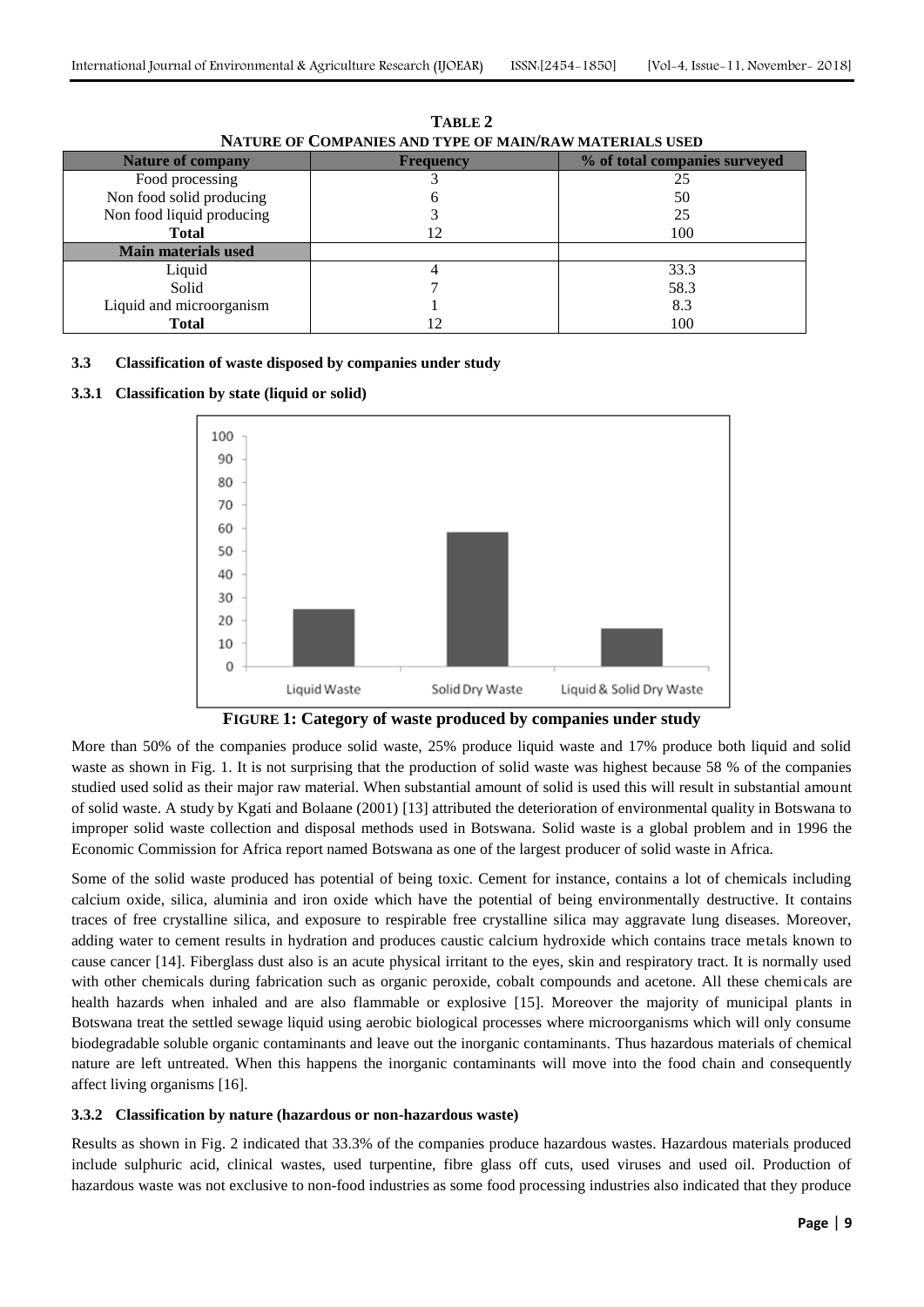**TABLE 2**
**NATURE OF COMPANIES AND TYPE OF MAIN/RAW MATERIALS USED**

| Nature of company | Frequency | % of total companies surveyed |
|---|---|---|
| Food processing | 3 | 25 |
| Non food solid producing | 6 | 50 |
| Non food liquid producing | 3 | 25 |
| **Total** | 12 | 100 |
| **Main materials used** | | |
| Liquid | 4 | 33.3 |
| Solid | 7 | 58.3 |
| Liquid and microorganism | 1 | 8.3 |
| **Total** | 12 | 100 |

### 3.3 Classification of waste disposed by companies under study

#### 3.3.1 Classification by state (liquid or solid)

**FIGURE 1: Category of waste produced by companies under study**

More than 50% of the companies produce solid waste, 25% produce liquid waste and 17% produce both liquid and solid waste as shown in Fig. 1. It is not surprising that the production of solid waste was highest because 58 % of the companies studied used solid as their major raw material. When substantial amount of solid is used this will result in substantial amount of solid waste. A study by Kgati and Bolaane (2001) [13] attributed the deterioration of environmental quality in Botswana to improper solid waste collection and disposal methods used in Botswana. Solid waste is a global problem and in 1996 the Economic Commission for Africa report named Botswana as one of the largest producer of solid waste in Africa.

Some of the solid waste produced has potential of being toxic. Cement for instance, contains a lot of chemicals including calcium oxide, silica, aluminia and iron oxide which have the potential of being environmentally destructive. It contains traces of free crystalline silica, and exposure to respirable free crystalline silica may aggravate lung diseases. Moreover, adding water to cement results in hydration and produces caustic calcium hydroxide which contains trace metals known to cause cancer [14]. Fiberglass dust also is an acute physical irritant to the eyes, skin and respiratory tract. It is normally used with other chemicals during fabrication such as organic peroxide, cobalt compounds and acetone. All these chemicals are health hazards when inhaled and are also flammable or explosive [15]. Moreover the majority of municipal plants in Botswana treat the settled sewage liquid using aerobic biological processes where microorganisms which will only consume biodegradable soluble organic contaminants and leave out the inorganic contaminants. Thus hazardous materials of chemical nature are left untreated. When this happens the inorganic contaminants will move into the food chain and consequently affect living organisms [16].

#### 3.3.2 Classification by nature (hazardous or non-hazardous waste)

Results as shown in Fig. 2 indicated that 33.3% of the companies produce hazardous wastes. Hazardous materials produced include sulphuric acid, clinical wastes, used turpentine, fibre glass off cuts, used viruses and used oil. Production of hazardous waste was not exclusive to non-food industries as some food processing industries also indicated that they produce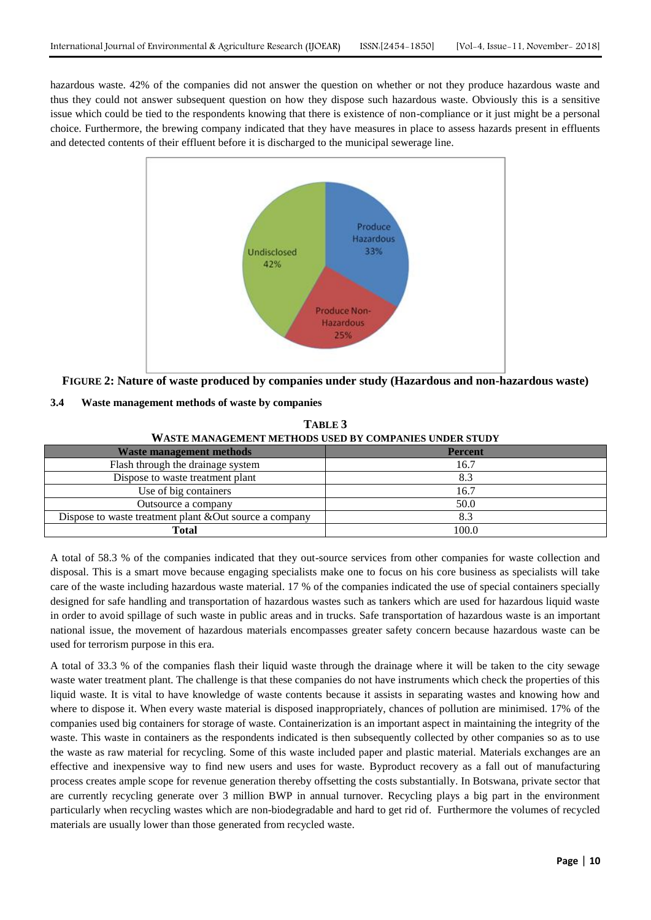hazardous waste. 42% of the companies did not answer the question on whether or not they produce hazardous waste and thus they could not answer subsequent question on how they dispose such hazardous waste. Obviously this is a sensitive issue which could be tied to the respondents knowing that there is existence of non-compliance or it just might be a personal choice. Furthermore, the brewing company indicated that they have measures in place to assess hazards present in effluents and detected contents of their effluent before it is discharged to the municipal sewerage line.

**FIGURE 2: Nature of waste produced by companies under study (Hazardous and non-hazardous waste)**

### 3.4 Waste management methods of waste by companies

**TABLE 3**
**WASTE MANAGEMENT METHODS USED BY COMPANIES UNDER STUDY**

| Waste management methods | Percent |
|---|---|
| Flash through the drainage system | 16.7 |
| Dispose to waste treatment plant | 8.3 |
| Use of big containers | 16.7 |
| Outsource a company | 50.0 |
| Dispose to waste treatment plant &Out source a company | 8.3 |
| **Total** | 100.0 |

A total of 58.3 % of the companies indicated that they out-source services from other companies for waste collection and disposal. This is a smart move because engaging specialists make one to focus on his core business as specialists will take care of the waste including hazardous waste material. 17 % of the companies indicated the use of special containers specially designed for safe handling and transportation of hazardous wastes such as tankers which are used for hazardous liquid waste in order to avoid spillage of such waste in public areas and in trucks. Safe transportation of hazardous waste is an important national issue, the movement of hazardous materials encompasses greater safety concern because hazardous waste can be used for terrorism purpose in this era.

A total of 33.3 % of the companies flash their liquid waste through the drainage where it will be taken to the city sewage waste water treatment plant. The challenge is that these companies do not have instruments which check the properties of this liquid waste. It is vital to have knowledge of waste contents because it assists in separating wastes and knowing how and where to dispose it. When every waste material is disposed inappropriately, chances of pollution are minimised. 17% of the companies used big containers for storage of waste. Containerization is an important aspect in maintaining the integrity of the waste. This waste in containers as the respondents indicated is then subsequently collected by other companies so as to use the waste as raw material for recycling. Some of this waste included paper and plastic material. Materials exchanges are an effective and inexpensive way to find new users and uses for waste. Byproduct recovery as a fall out of manufacturing process creates ample scope for revenue generation thereby offsetting the costs substantially. In Botswana, private sector that are currently recycling generate over 3 million BWP in annual turnover. Recycling plays a big part in the environment particularly when recycling wastes which are non-biodegradable and hard to get rid of. Furthermore the volumes of recycled materials are usually lower than those generated from recycled waste.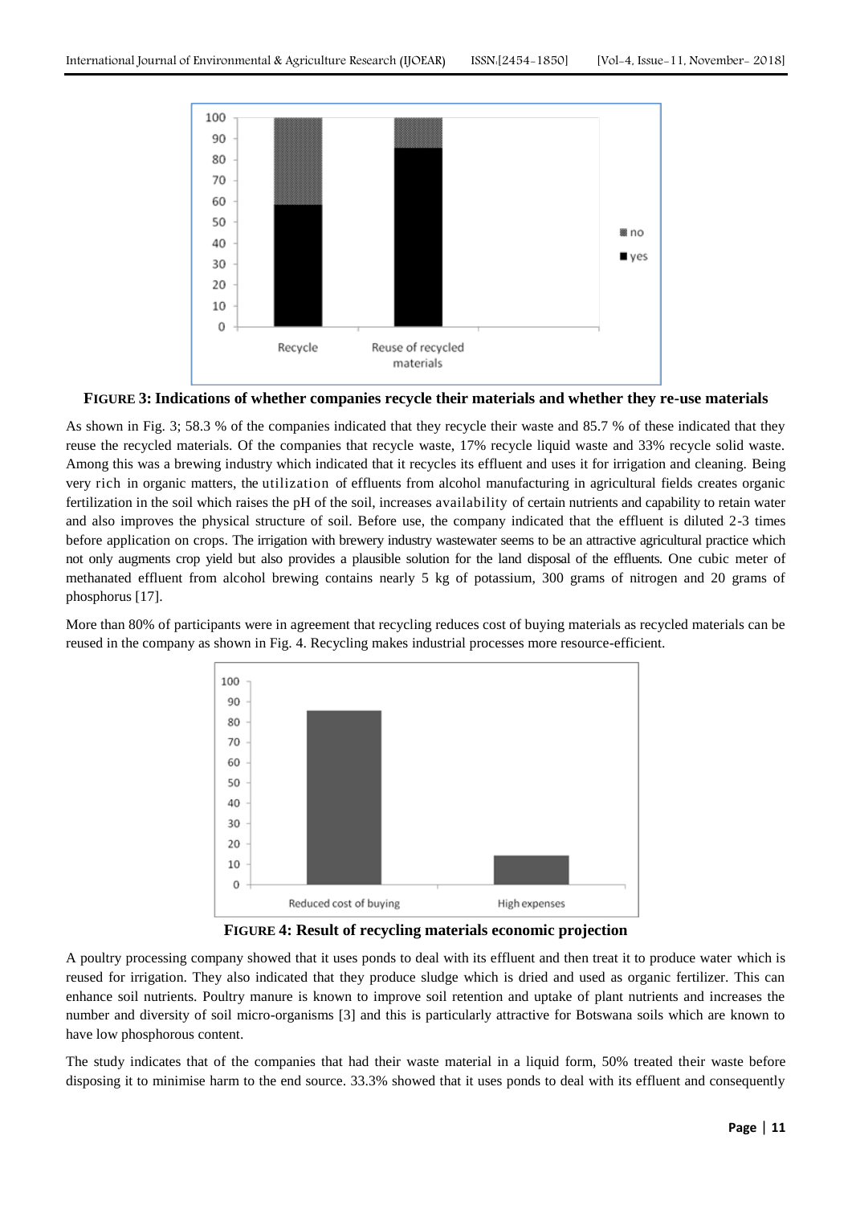**FIGURE 3: Indications of whether companies recycle their materials and whether they re-use materials**

As shown in Fig. 3; 58.3 % of the companies indicated that they recycle their waste and 85.7 % of these indicated that they reuse the recycled materials. Of the companies that recycle waste, 17% recycle liquid waste and 33% recycle solid waste. Among this was a brewing industry which indicated that it recycles its effluent and uses it for irrigation and cleaning. Being very rich in organic matters, the utilization of effluents from alcohol manufacturing in agricultural fields creates organic fertilization in the soil which raises the pH of the soil, increases availability of certain nutrients and capability to retain water and also improves the physical structure of soil. Before use, the company indicated that the effluent is diluted 2-3 times before application on crops. The irrigation with brewery industry wastewater seems to be an attractive agricultural practice which not only augments crop yield but also provides a plausible solution for the land disposal of the effluents. One cubic meter of methanated effluent from alcohol brewing contains nearly 5 kg of potassium, 300 grams of nitrogen and 20 grams of phosphorus [17].

More than 80% of participants were in agreement that recycling reduces cost of buying materials as recycled materials can be reused in the company as shown in Fig. 4. Recycling makes industrial processes more resource-efficient.

**FIGURE 4: Result of recycling materials economic projection**

A poultry processing company showed that it uses ponds to deal with its effluent and then treat it to produce water which is reused for irrigation. They also indicated that they produce sludge which is dried and used as organic fertilizer. This can enhance soil nutrients. Poultry manure is known to improve soil retention and uptake of plant nutrients and increases the number and diversity of soil micro-organisms [3] and this is particularly attractive for Botswana soils which are known to have low phosphorous content.

The study indicates that of the companies that had their waste material in a liquid form, 50% treated their waste before disposing it to minimise harm to the end source. 33.3% showed that it uses ponds to deal with its effluent and consequently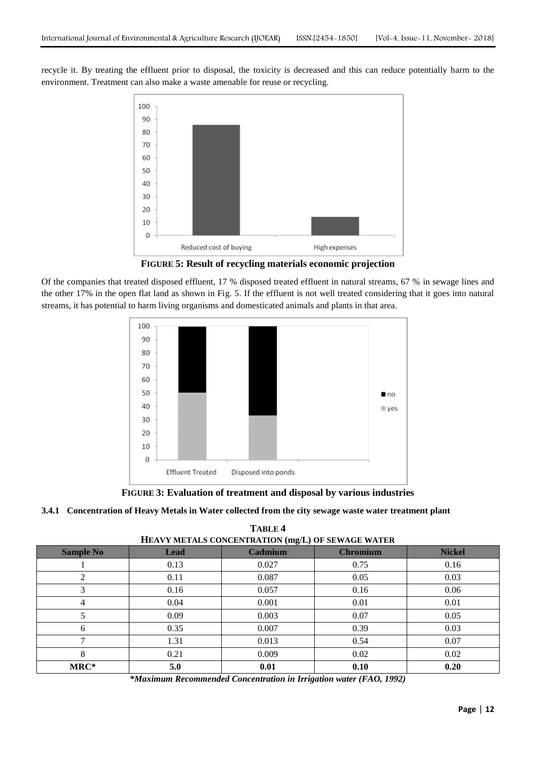recycle it. By treating the effluent prior to disposal, the toxicity is decreased and this can reduce potentially harm to the environment. Treatment can also make a waste amenable for reuse or recycling.

**FIGURE 5: Result of recycling materials economic projection**

Of the companies that treated disposed effluent, 17 % disposed treated effluent in natural streams, 67 % in sewage lines and the other 17% in the open flat land as shown in Fig. 5. If the effluent is not well treated considering that it goes into natural streams, it has potential to harm living organisms and domesticated animals and plants in that area.

**FIGURE 3: Evaluation of treatment and disposal by various industries**

### 3.4.1 Concentration of Heavy Metals in Water collected from the city sewage waste water treatment plant

**TABLE 4**
**HEAVY METALS CONCENTRATION (mg/L) OF SEWAGE WATER**

| Sample No | Lead | Cadmium | Chromium | Nickel |
|---|---|---|---|---|
| 1 | 0.13 | 0.027 | 0.75 | 0.16 |
| 2 | 0.11 | 0.087 | 0.05 | 0.03 |
| 3 | 0.16 | 0.057 | 0.16 | 0.06 |
| 4 | 0.04 | 0.001 | 0.01 | 0.01 |
| 5 | 0.09 | 0.003 | 0.07 | 0.05 |
| 6 | 0.35 | 0.007 | 0.39 | 0.03 |
| 7 | 1.31 | 0.013 | 0.54 | 0.07 |
| 8 | 0.21 | 0.009 | 0.02 | 0.02 |
| **MRC*** | **5.0** | **0.01** | **0.10** | **0.20** |

***Maximum Recommended Concentration in Irrigation water (FAO, 1992)***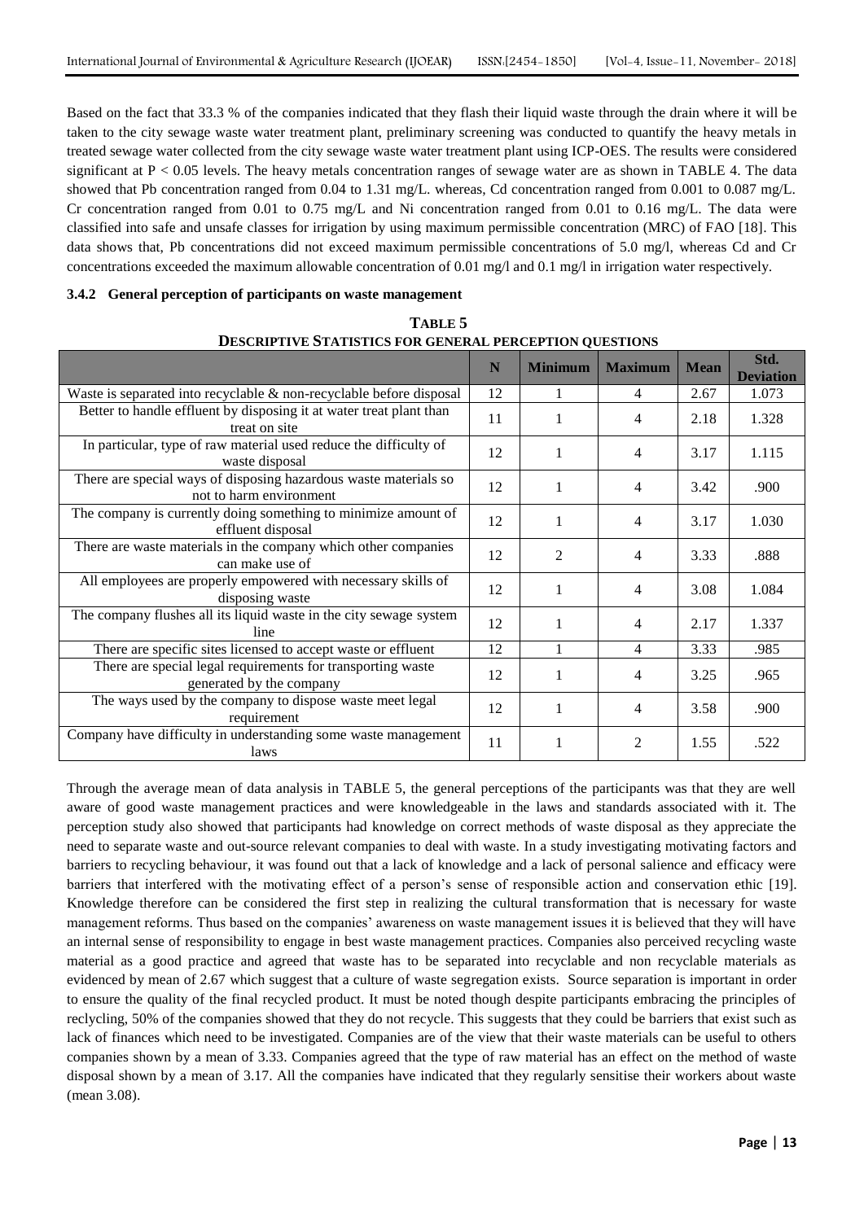Based on the fact that 33.3 % of the companies indicated that they flash their liquid waste through the drain where it will be taken to the city sewage waste water treatment plant, preliminary screening was conducted to quantify the heavy metals in treated sewage water collected from the city sewage waste water treatment plant using ICP-OES. The results were considered significant at $P < 0.05$ levels. The heavy metals concentration ranges of sewage water are as shown in TABLE 4. The data showed that Pb concentration ranged from 0.04 to 1.31 mg/L. whereas, Cd concentration ranged from 0.001 to 0.087 mg/L. Cr concentration ranged from 0.01 to 0.75 mg/L and Ni concentration ranged from 0.01 to 0.16 mg/L. The data were classified into safe and unsafe classes for irrigation by using maximum permissible concentration (MRC) of FAO [18]. This data shows that, Pb concentrations did not exceed maximum permissible concentrations of 5.0 mg/l, whereas Cd and Cr concentrations exceeded the maximum allowable concentration of 0.01 mg/l and 0.1 mg/l in irrigation water respectively.

### 3.4.2 General perception of participants on waste management

**TABLE 5**
**DESCRIPTIVE STATISTICS FOR GENERAL PERCEPTION QUESTIONS**

| | N | Minimum | Maximum | Mean | Std. Deviation |
|---|---|---|---|---|---|
| Waste is separated into recyclable & non-recyclable before disposal | 12 | 1 | 4 | 2.67 | 1.073 |
| Better to handle effluent by disposing it at water treat plant than treat on site | 11 | 1 | 4 | 2.18 | 1.328 |
| In particular, type of raw material used reduce the difficulty of waste disposal | 12 | 1 | 4 | 3.17 | 1.115 |
| There are special ways of disposing hazardous waste materials so not to harm environment | 12 | 1 | 4 | 3.42 | .900 |
| The company is currently doing something to minimize amount of effluent disposal | 12 | 1 | 4 | 3.17 | 1.030 |
| There are waste materials in the company which other companies can make use of | 12 | 2 | 4 | 3.33 | .888 |
| All employees are properly empowered with necessary skills of disposing waste | 12 | 1 | 4 | 3.08 | 1.084 |
| The company flushes all its liquid waste in the city sewage system line | 12 | 1 | 4 | 2.17 | 1.337 |
| There are specific sites licensed to accept waste or effluent | 12 | 1 | 4 | 3.33 | .985 |
| There are special legal requirements for transporting waste generated by the company | 12 | 1 | 4 | 3.25 | .965 |
| The ways used by the company to dispose waste meet legal requirement | 12 | 1 | 4 | 3.58 | .900 |
| Company have difficulty in understanding some waste management laws | 11 | 1 | 2 | 1.55 | .522 |

Through the average mean of data analysis in TABLE 5, the general perceptions of the participants was that they are well aware of good waste management practices and were knowledgeable in the laws and standards associated with it. The perception study also showed that participants had knowledge on correct methods of waste disposal as they appreciate the need to separate waste and out-source relevant companies to deal with waste. In a study investigating motivating factors and barriers to recycling behaviour, it was found out that a lack of knowledge and a lack of personal salience and efficacy were barriers that interfered with the motivating effect of a person's sense of responsible action and conservation ethic [19]. Knowledge therefore can be considered the first step in realizing the cultural transformation that is necessary for waste management reforms. Thus based on the companies' awareness on waste management issues it is believed that they will have an internal sense of responsibility to engage in best waste management practices. Companies also perceived recycling waste material as a good practice and agreed that waste has to be separated into recyclable and non recyclable materials as evidenced by mean of 2.67 which suggest that a culture of waste segregation exists. Source separation is important in order to ensure the quality of the final recycled product. It must be noted though despite participants embracing the principles of reclycling, 50% of the companies showed that they do not recycle. This suggests that they could be barriers that exist such as lack of finances which need to be investigated. Companies are of the view that their waste materials can be useful to others companies shown by a mean of 3.33. Companies agreed that the type of raw material has an effect on the method of waste disposal shown by a mean of 3.17. All the companies have indicated that they regularly sensitise their workers about waste (mean 3.08).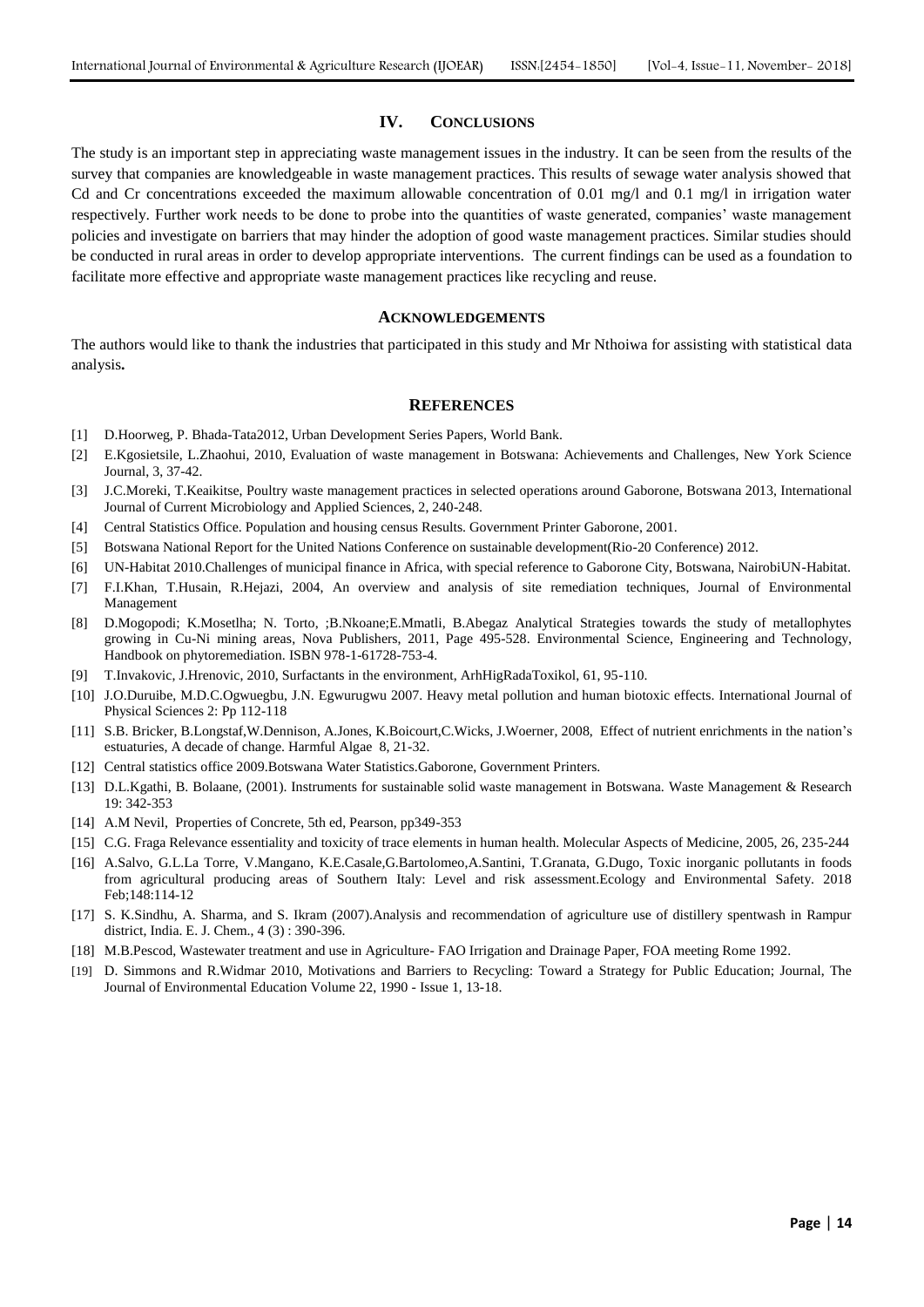## IV. CONCLUSIONS

The study is an important step in appreciating waste management issues in the industry. It can be seen from the results of the survey that companies are knowledgeable in waste management practices. This results of sewage water analysis showed that Cd and Cr concentrations exceeded the maximum allowable concentration of 0.01 mg/l and 0.1 mg/l in irrigation water respectively. Further work needs to be done to probe into the quantities of waste generated, companies' waste management policies and investigate on barriers that may hinder the adoption of good waste management practices. Similar studies should be conducted in rural areas in order to develop appropriate interventions. The current findings can be used as a foundation to facilitate more effective and appropriate waste management practices like recycling and reuse.

## ACKNOWLEDGEMENTS

The authors would like to thank the industries that participated in this study and Mr Nthoiwa for assisting with statistical data analysis**.**

## REFERENCES

[1] D.Hoorweg, P. Bhada-Tata2012, Urban Development Series Papers, World Bank.

[2] E.Kgosietsile, L.Zhaohui, 2010, Evaluation of waste management in Botswana: Achievements and Challenges, New York Science Journal, 3, 37-42.

[3] J.C.Moreki, T.Keaikitse, Poultry waste management practices in selected operations around Gaborone, Botswana 2013, International Journal of Current Microbiology and Applied Sciences, 2, 240-248.

[4] Central Statistics Office. Population and housing census Results. Government Printer Gaborone, 2001.

[5] Botswana National Report for the United Nations Conference on sustainable development(Rio-20 Conference) 2012.

[6] UN-Habitat 2010.Challenges of municipal finance in Africa, with special reference to Gaborone City, Botswana, NairobiUN-Habitat.

[7] F.I.Khan, T.Husain, R.Hejazi, 2004, An overview and analysis of site remediation techniques, Journal of Environmental Management

[8] D.Mogopodi; K.Mosetlha; N. Torto, ;B.Nkoane;E.Mmatli, B.Abegaz Analytical Strategies towards the study of metallophytes growing in Cu-Ni mining areas, Nova Publishers, 2011, Page 495-528. Environmental Science, Engineering and Technology, Handbook on phytoremediation. ISBN 978-1-61728-753-4.

[9] T.Invakovic, J.Hrenovic, 2010, Surfactants in the environment, ArhHigRadaToxikol, 61, 95-110.

[10] J.O.Duruibe, M.D.C.Ogwuegbu, J.N. Egwurugwu 2007. Heavy metal pollution and human biotoxic effects. International Journal of Physical Sciences 2: Pp 112-118

[11] S.B. Bricker, B.Longstaf,W.Dennison, A.Jones, K.Boicourt,C.Wicks, J.Woerner, 2008, Effect of nutrient enrichments in the nation's estuaturies, A decade of change. Harmful Algae 8, 21-32.

[12] Central statistics office 2009.Botswana Water Statistics.Gaborone, Government Printers.

[13] D.L.Kgathi, B. Bolaane, (2001). Instruments for sustainable solid waste management in Botswana. Waste Management & Research 19: 342-353

[14] A.M Nevil, Properties of Concrete, 5th ed, Pearson, pp349-353

[15] C.G. Fraga Relevance essentiality and toxicity of trace elements in human health. Molecular Aspects of Medicine, 2005, 26, 235-244

[16] A.Salvo, G.L.La Torre, V.Mangano, K.E.Casale,G.Bartolomeo,A.Santini, T.Granata, G.Dugo, Toxic inorganic pollutants in foods from agricultural producing areas of Southern Italy: Level and risk assessment.Ecology and Environmental Safety. 2018 Feb;148:114-12

[17] S. K.Sindhu, A. Sharma, and S. Ikram (2007).Analysis and recommendation of agriculture use of distillery spentwash in Rampur district, India. E. J. Chem., 4 (3) : 390-396.

[18] M.B.Pescod, Wastewater treatment and use in Agriculture- FAO Irrigation and Drainage Paper, FOA meeting Rome 1992.

[19] D. Simmons and R.Widmar 2010, Motivations and Barriers to Recycling: Toward a Strategy for Public Education; Journal, The Journal of Environmental Education Volume 22, 1990 - Issue 1, 13-18.